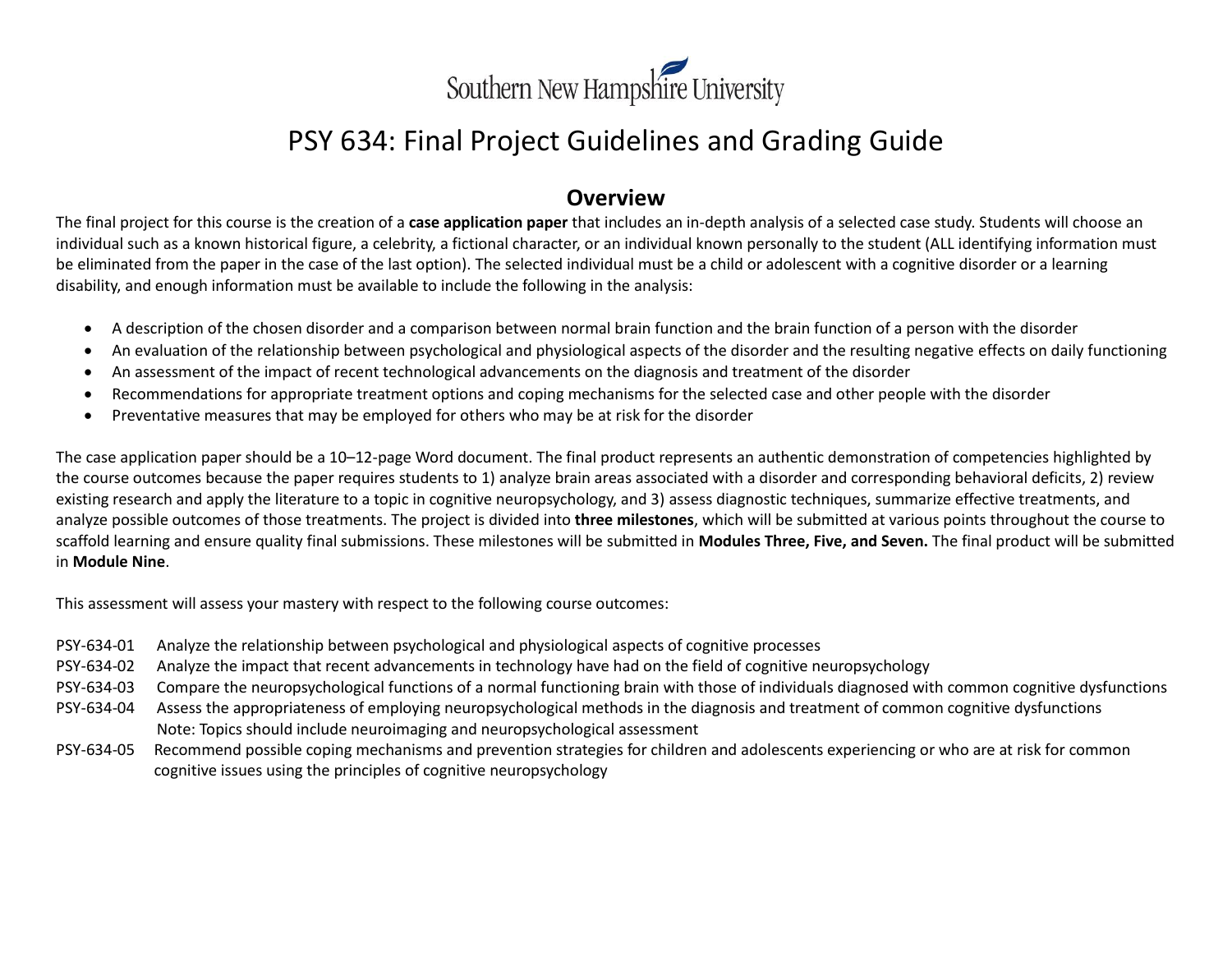Southern New Hampshire University

# PSY 634: Final Project Guidelines and Grading Guide

## Overview

The final project for this course is the creation of a **case application paper** that includes an in-depth analysis of a selected case study. Students will choose an individual such as a known historical figure, a celebrity, a fictional character, or an individual known personally to the student (ALL identifying information must be eliminated from the paper in the case of the last option). The selected individual must be a child or adolescent with a cognitive disorder or a learning disability, and enough information must be available to include the following in the analysis:

- A description of the chosen disorder and a comparison between normal brain function and the brain function of a person with the disorder
- An evaluation of the relationship between psychological and physiological aspects of the disorder and the resulting negative effects on daily functioning
- An assessment of the impact of recent technological advancements on the diagnosis and treatment of the disorder
- Recommendations for appropriate treatment options and coping mechanisms for the selected case and other people with the disorder
- Preventative measures that may be employed for others who may be at risk for the disorder

The case application paper should be a 10–12-page Word document. The final product represents an authentic demonstration of competencies highlighted by the course outcomes because the paper requires students to 1) analyze brain areas associated with a disorder and corresponding behavioral deficits, 2) review existing research and apply the literature to a topic in cognitive neuropsychology, and 3) assess diagnostic techniques, summarize effective treatments, and analyze possible outcomes of those treatments. The project is divided into **three milestones**, which will be submitted at various points throughout the course to scaffold learning and ensure quality final submissions. These milestones will be submitted in **Modules Three, Five, and Seven.** The final product will be submitted in **Module Nine**.

This assessment will assess your mastery with respect to the following course outcomes:

- PSY-634-01 Analyze the relationship between psychological and physiological aspects of cognitive processes
- PSY-634-02 Analyze the impact that recent advancements in technology have had on the field of cognitive neuropsychology
- PSY-634-03 Compare the neuropsychological functions of a normal functioning brain with those of individuals diagnosed with common cognitive dysfunctions
- PSY-634-04 Assess the appropriateness of employing neuropsychological methods in the diagnosis and treatment of common cognitive dysfunctions
  Note: Topics should include neuroimaging and neuropsychological assessment
- PSY-634-05 Recommend possible coping mechanisms and prevention strategies for children and adolescents experiencing or who are at risk for common cognitive issues using the principles of cognitive neuropsychology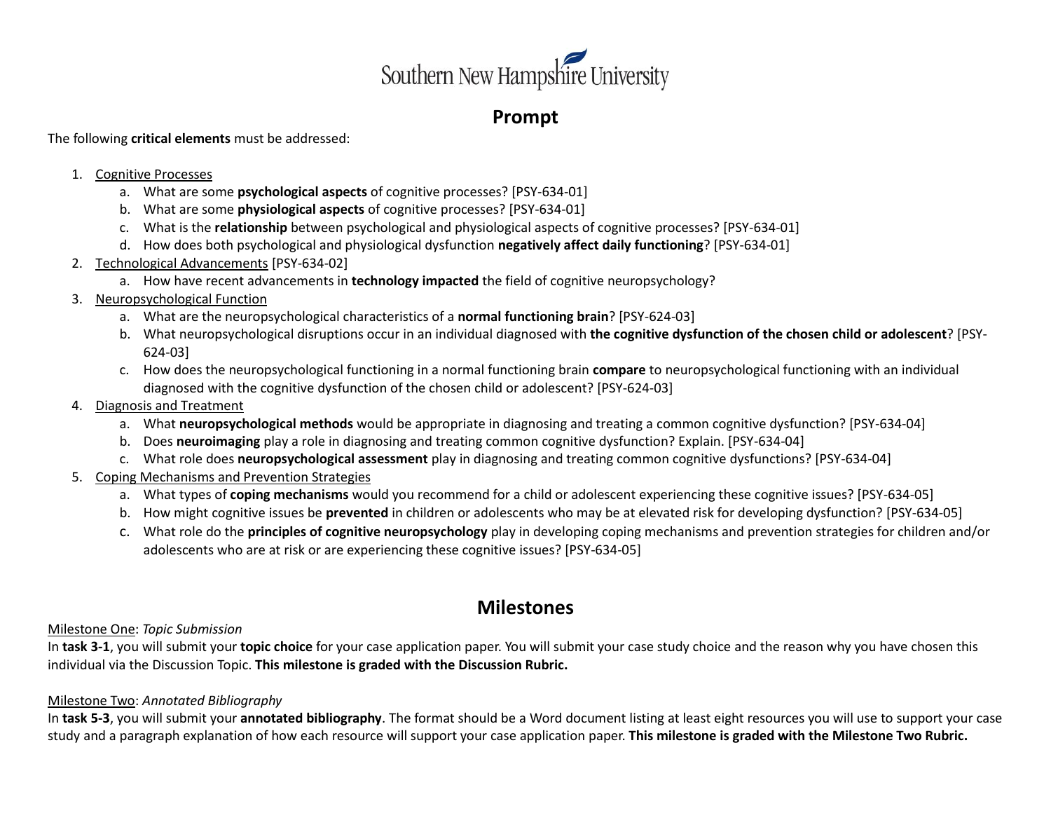Southern New Hampshire University

# Prompt

The following **critical elements** must be addressed:

1. Cognitive Processes
   a. What are some **psychological aspects** of cognitive processes? [PSY-634-01]
   b. What are some **physiological aspects** of cognitive processes? [PSY-634-01]
   c. What is the **relationship** between psychological and physiological aspects of cognitive processes? [PSY-634-01]
   d. How does both psychological and physiological dysfunction **negatively affect daily functioning**? [PSY-634-01]
2. Technological Advancements [PSY-634-02]
   a. How have recent advancements in **technology impacted** the field of cognitive neuropsychology?
3. Neuropsychological Function
   a. What are the neuropsychological characteristics of a **normal functioning brain**? [PSY-624-03]
   b. What neuropsychological disruptions occur in an individual diagnosed with **the cognitive dysfunction of the chosen child or adolescent**? [PSY-624-03]
   c. How does the neuropsychological functioning in a normal functioning brain **compare** to neuropsychological functioning with an individual diagnosed with the cognitive dysfunction of the chosen child or adolescent? [PSY-624-03]
4. Diagnosis and Treatment
   a. What **neuropsychological methods** would be appropriate in diagnosing and treating a common cognitive dysfunction? [PSY-634-04]
   b. Does **neuroimaging** play a role in diagnosing and treating common cognitive dysfunction? Explain. [PSY-634-04]
   c. What role does **neuropsychological assessment** play in diagnosing and treating common cognitive dysfunctions? [PSY-634-04]
5. Coping Mechanisms and Prevention Strategies
   a. What types of **coping mechanisms** would you recommend for a child or adolescent experiencing these cognitive issues? [PSY-634-05]
   b. How might cognitive issues be **prevented** in children or adolescents who may be at elevated risk for developing dysfunction? [PSY-634-05]
   c. What role do the **principles of cognitive neuropsychology** play in developing coping mechanisms and prevention strategies for children and/or adolescents who are at risk or are experiencing these cognitive issues? [PSY-634-05]

# Milestones

Milestone One: *Topic Submission*
In **task 3-1**, you will submit your **topic choice** for your case application paper. You will submit your case study choice and the reason why you have chosen this individual via the Discussion Topic. **This milestone is graded with the Discussion Rubric.**

Milestone Two: *Annotated Bibliography*
In **task 5-3**, you will submit your **annotated bibliography**. The format should be a Word document listing at least eight resources you will use to support your case study and a paragraph explanation of how each resource will support your case application paper. **This milestone is graded with the Milestone Two Rubric.**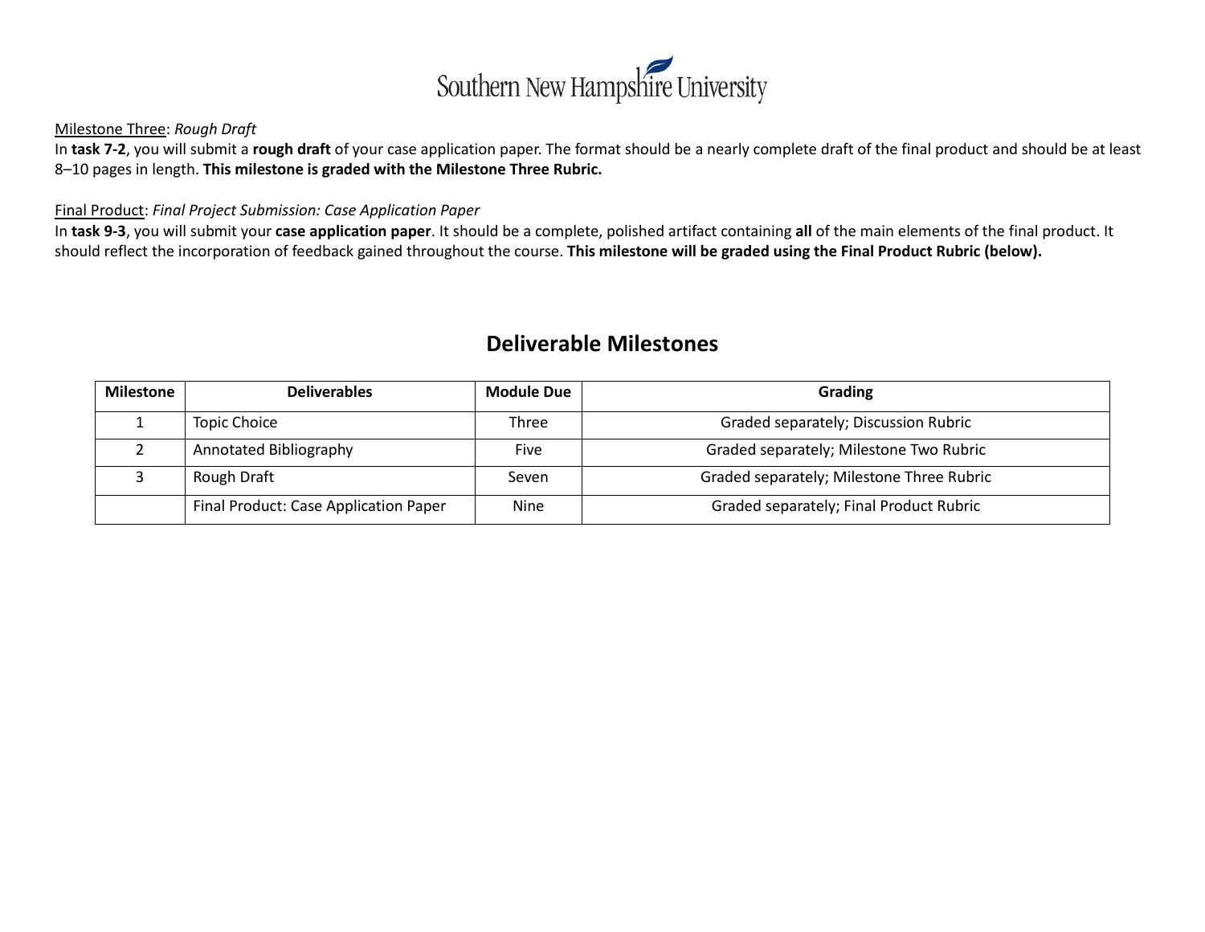<u>Milestone Three</u>: *Rough Draft*
In **task 7-2**, you will submit a **rough draft** of your case application paper. The format should be a nearly complete draft of the final product and should be at least 8–10 pages in length. **This milestone is graded with the Milestone Three Rubric.**

<u>Final Product</u>: *Final Project Submission: Case Application Paper*
In **task 9-3**, you will submit your **case application paper**. It should be a complete, polished artifact containing **all** of the main elements of the final product. It should reflect the incorporation of feedback gained throughout the course. **This milestone will be graded using the Final Product Rubric (below).**

## Deliverable Milestones

| Milestone | Deliverables | Module Due | Grading |
|---|---|---|---|
| 1 | Topic Choice | Three | Graded separately; Discussion Rubric |
| 2 | Annotated Bibliography | Five | Graded separately; Milestone Two Rubric |
| 3 | Rough Draft | Seven | Graded separately; Milestone Three Rubric |
| | Final Product: Case Application Paper | Nine | Graded separately; Final Product Rubric |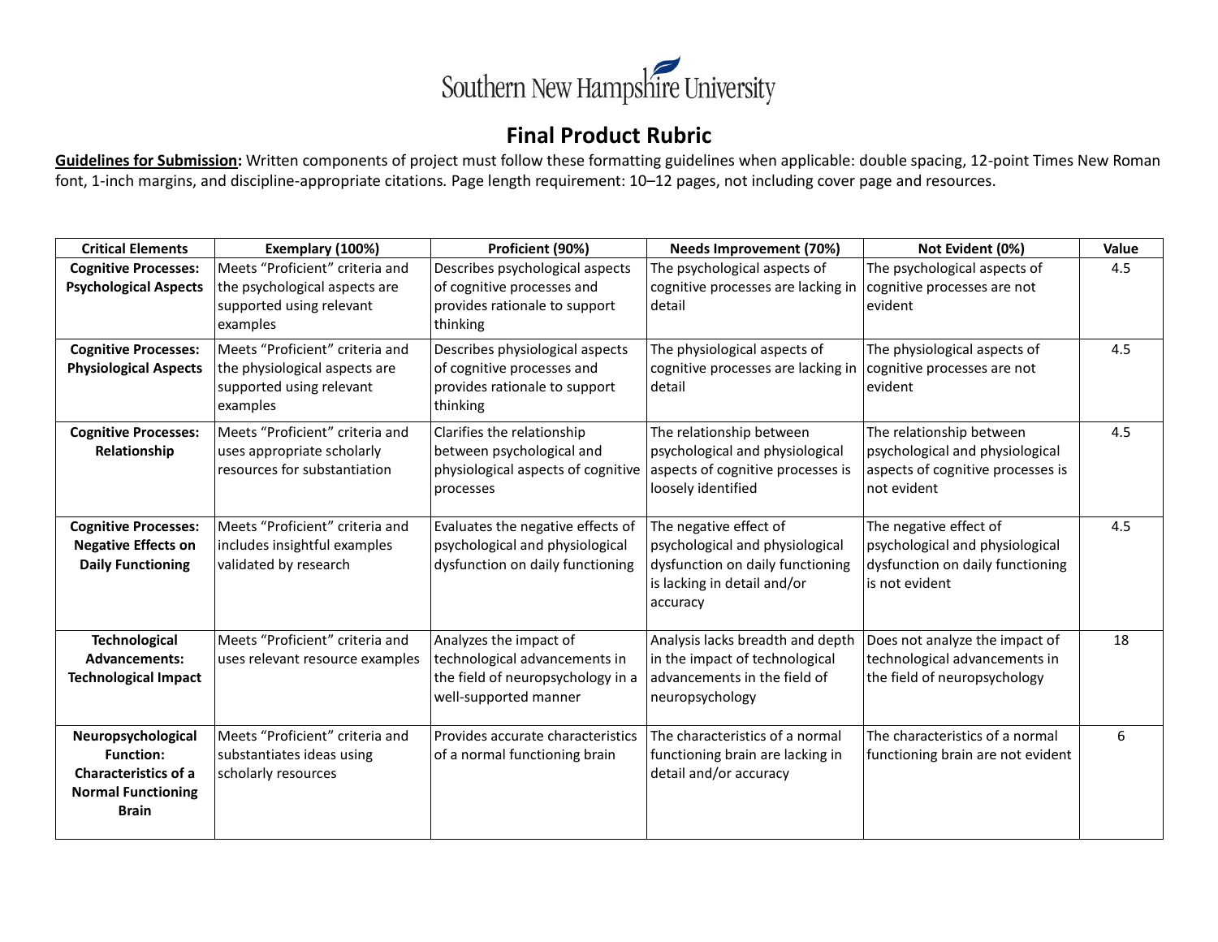Southern New Hampshire University

# Final Product Rubric

**Guidelines for Submission:** Written components of project must follow these formatting guidelines when applicable: double spacing, 12-point Times New Roman font, 1-inch margins, and discipline-appropriate citations. Page length requirement: 10–12 pages, not including cover page and resources.

| Critical Elements | Exemplary (100%) | Proficient (90%) | Needs Improvement (70%) | Not Evident (0%) | Value |
|---|---|---|---|---|---|
| **Cognitive Processes: Psychological Aspects** | Meets "Proficient" criteria and the psychological aspects are supported using relevant examples | Describes psychological aspects of cognitive processes and provides rationale to support thinking | The psychological aspects of cognitive processes are lacking in detail | The psychological aspects of cognitive processes are not evident | 4.5 |
| **Cognitive Processes: Physiological Aspects** | Meets "Proficient" criteria and the physiological aspects are supported using relevant examples | Describes physiological aspects of cognitive processes and provides rationale to support thinking | The physiological aspects of cognitive processes are lacking in detail | The physiological aspects of cognitive processes are not evident | 4.5 |
| **Cognitive Processes: Relationship** | Meets "Proficient" criteria and uses appropriate scholarly resources for substantiation | Clarifies the relationship between psychological and physiological aspects of cognitive processes | The relationship between psychological and physiological aspects of cognitive processes is loosely identified | The relationship between psychological and physiological aspects of cognitive processes is not evident | 4.5 |
| **Cognitive Processes: Negative Effects on Daily Functioning** | Meets "Proficient" criteria and includes insightful examples validated by research | Evaluates the negative effects of psychological and physiological dysfunction on daily functioning | The negative effect of psychological and physiological dysfunction on daily functioning is lacking in detail and/or accuracy | The negative effect of psychological and physiological dysfunction on daily functioning is not evident | 4.5 |
| **Technological Advancements: Technological Impact** | Meets "Proficient" criteria and uses relevant resource examples | Analyzes the impact of technological advancements in the field of neuropsychology in a well-supported manner | Analysis lacks breadth and depth in the impact of technological advancements in the field of neuropsychology | Does not analyze the impact of technological advancements in the field of neuropsychology | 18 |
| **Neuropsychological Function: Characteristics of a Normal Functioning Brain** | Meets "Proficient" criteria and substantiates ideas using scholarly resources | Provides accurate characteristics of a normal functioning brain | The characteristics of a normal functioning brain are lacking in detail and/or accuracy | The characteristics of a normal functioning brain are not evident | 6 |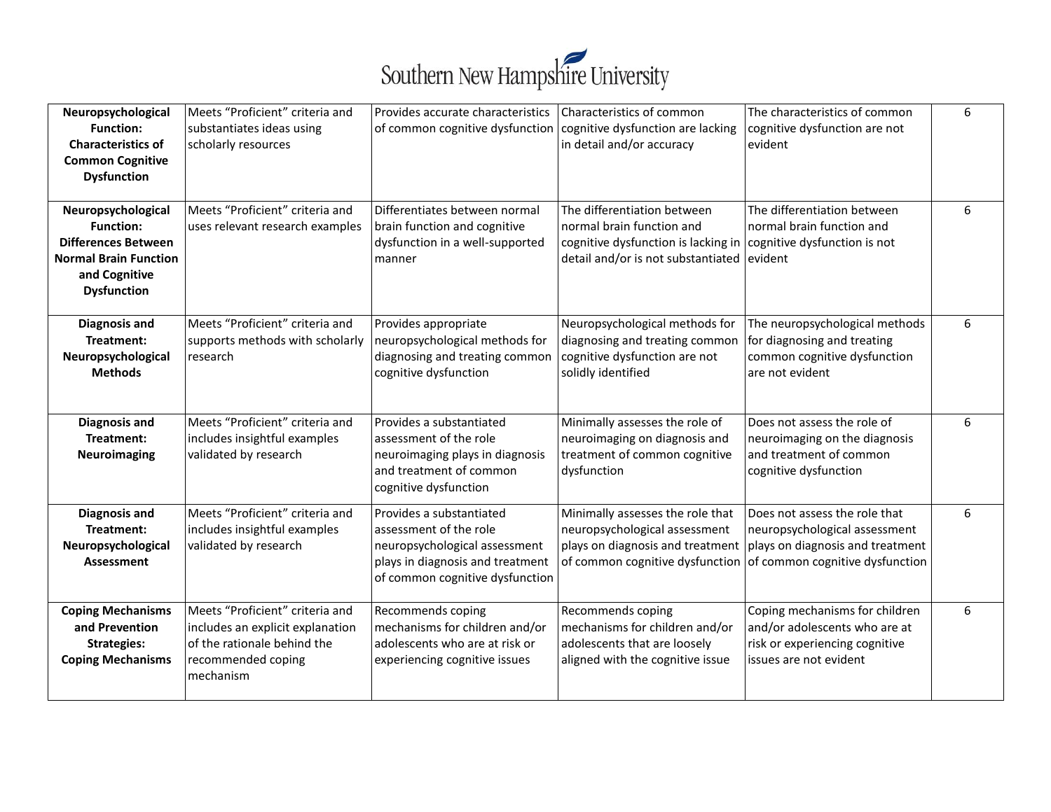| **Neuropsychological Function: Characteristics of Common Cognitive Dysfunction** | Meets "Proficient" criteria and substantiates ideas using scholarly resources | Provides accurate characteristics of common cognitive dysfunction | Characteristics of common cognitive dysfunction are lacking in detail and/or accuracy | The characteristics of common cognitive dysfunction are not evident | 6 |
|---|---|---|---|---|---|
| **Neuropsychological Function: Differences Between Normal Brain Function and Cognitive Dysfunction** | Meets "Proficient" criteria and uses relevant research examples | Differentiates between normal brain function and cognitive dysfunction in a well-supported manner | The differentiation between normal brain function and cognitive dysfunction is lacking in detail and/or is not substantiated | The differentiation between normal brain function and cognitive dysfunction is not evident | 6 |
| **Diagnosis and Treatment: Neuropsychological Methods** | Meets "Proficient" criteria and supports methods with scholarly research | Provides appropriate neuropsychological methods for diagnosing and treating common cognitive dysfunction | Neuropsychological methods for diagnosing and treating common cognitive dysfunction are not solidly identified | The neuropsychological methods for diagnosing and treating common cognitive dysfunction are not evident | 6 |
| **Diagnosis and Treatment: Neuroimaging** | Meets "Proficient" criteria and includes insightful examples validated by research | Provides a substantiated assessment of the role neuroimaging plays in diagnosis and treatment of common cognitive dysfunction | Minimally assesses the role of neuroimaging on diagnosis and treatment of common cognitive dysfunction | Does not assess the role of neuroimaging on the diagnosis and treatment of common cognitive dysfunction | 6 |
| **Diagnosis and Treatment: Neuropsychological Assessment** | Meets "Proficient" criteria and includes insightful examples validated by research | Provides a substantiated assessment of the role neuropsychological assessment plays in diagnosis and treatment of common cognitive dysfunction | Minimally assesses the role that neuropsychological assessment plays on diagnosis and treatment of common cognitive dysfunction | Does not assess the role that neuropsychological assessment plays on diagnosis and treatment of common cognitive dysfunction | 6 |
| **Coping Mechanisms and Prevention Strategies: Coping Mechanisms** | Meets "Proficient" criteria and includes an explicit explanation of the rationale behind the recommended coping mechanism | Recommends coping mechanisms for children and/or adolescents who are at risk or experiencing cognitive issues | Recommends coping mechanisms for children and/or adolescents that are loosely aligned with the cognitive issue | Coping mechanisms for children and/or adolescents who are at risk or experiencing cognitive issues are not evident | 6 |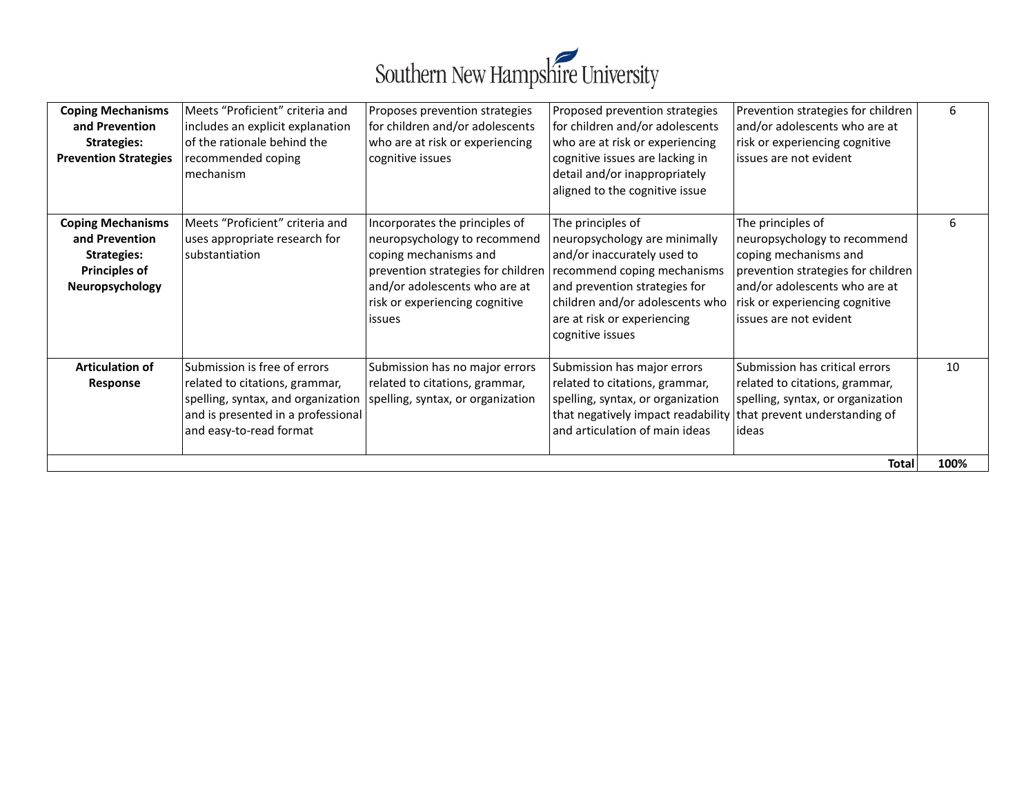| | | | | | |
|---|---|---|---|---|---|
| **Coping Mechanisms and Prevention Strategies: Prevention Strategies** | Meets "Proficient" criteria and includes an explicit explanation of the rationale behind the recommended coping mechanism | Proposes prevention strategies for children and/or adolescents who are at risk or experiencing cognitive issues | Proposed prevention strategies for children and/or adolescents who are at risk or experiencing cognitive issues are lacking in detail and/or inappropriately aligned to the cognitive issue | Prevention strategies for children and/or adolescents who are at risk or experiencing cognitive issues are not evident | 6 |
| **Coping Mechanisms and Prevention Strategies: Principles of Neuropsychology** | Meets "Proficient" criteria and uses appropriate research for substantiation | Incorporates the principles of neuropsychology to recommend coping mechanisms and prevention strategies for children and/or adolescents who are at risk or experiencing cognitive issues | The principles of neuropsychology are minimally and/or inaccurately used to recommend coping mechanisms and prevention strategies for children and/or adolescents who are at risk or experiencing cognitive issues | The principles of neuropsychology to recommend coping mechanisms and prevention strategies for children and/or adolescents who are at risk or experiencing cognitive issues are not evident | 6 |
| **Articulation of Response** | Submission is free of errors related to citations, grammar, spelling, syntax, and organization and is presented in a professional and easy-to-read format | Submission has no major errors related to citations, grammar, spelling, syntax, or organization | Submission has major errors related to citations, grammar, spelling, syntax, or organization that negatively impact readability and articulation of main ideas | Submission has critical errors related to citations, grammar, spelling, syntax, or organization that prevent understanding of ideas | 10 |
| | | | | **Total** | **100%** |